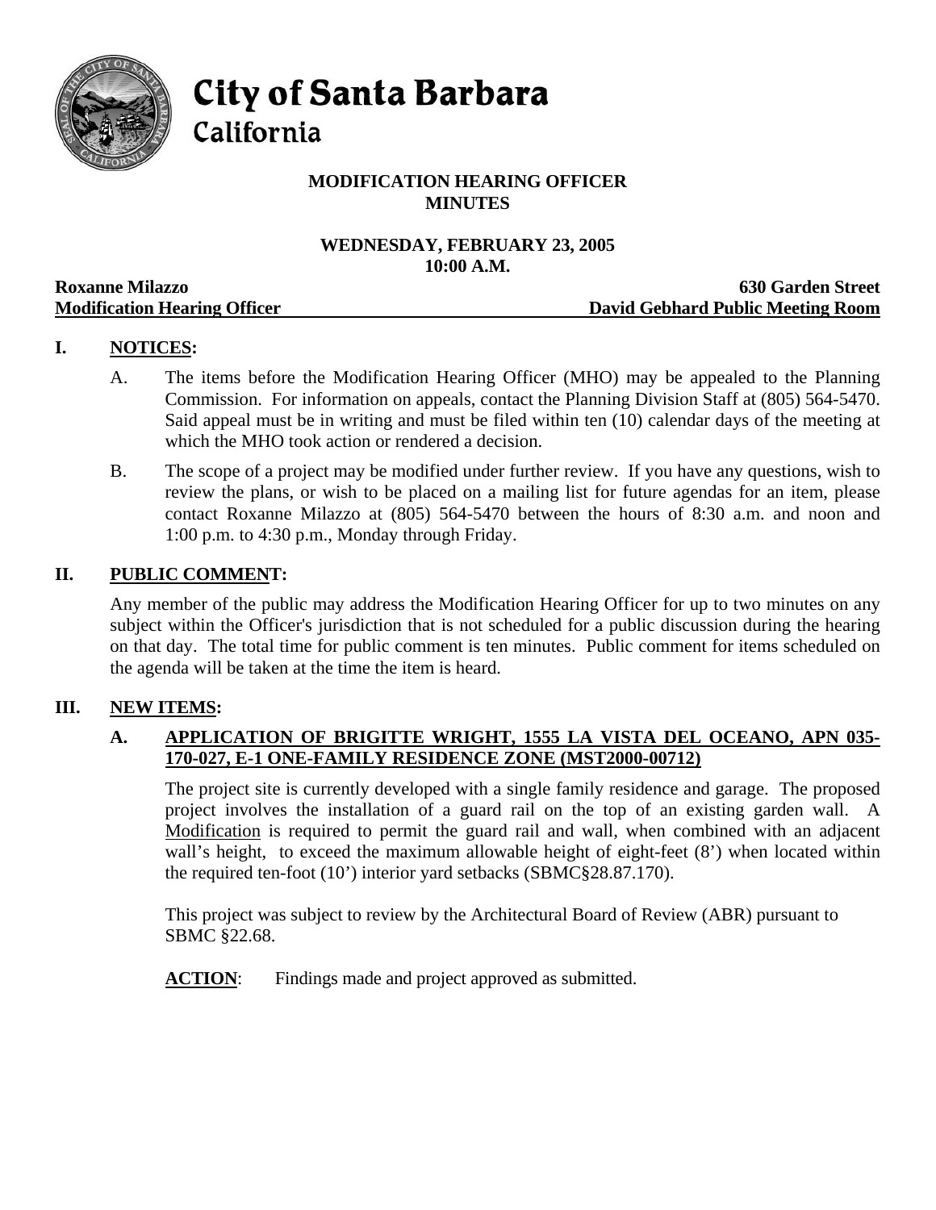# City of Santa Barbara
California

## MODIFICATION HEARING OFFICER MINUTES

**WEDNESDAY, FEBRUARY 23, 2005**
**10:00 A.M.**

**Roxanne Milazzo** — **630 Garden Street**
**Modification Hearing Officer** — **David Gebhard Public Meeting Room**

## I. NOTICES:

A. The items before the Modification Hearing Officer (MHO) may be appealed to the Planning Commission. For information on appeals, contact the Planning Division Staff at (805) 564-5470. Said appeal must be in writing and must be filed within ten (10) calendar days of the meeting at which the MHO took action or rendered a decision.

B. The scope of a project may be modified under further review. If you have any questions, wish to review the plans, or wish to be placed on a mailing list for future agendas for an item, please contact Roxanne Milazzo at (805) 564-5470 between the hours of 8:30 a.m. and noon and 1:00 p.m. to 4:30 p.m., Monday through Friday.

## II. PUBLIC COMMENT:

Any member of the public may address the Modification Hearing Officer for up to two minutes on any subject within the Officer's jurisdiction that is not scheduled for a public discussion during the hearing on that day. The total time for public comment is ten minutes. Public comment for items scheduled on the agenda will be taken at the time the item is heard.

## III. NEW ITEMS:

### A. APPLICATION OF BRIGITTE WRIGHT, 1555 LA VISTA DEL OCEANO, APN 035-170-027, E-1 ONE-FAMILY RESIDENCE ZONE (MST2000-00712)

The project site is currently developed with a single family residence and garage. The proposed project involves the installation of a guard rail on the top of an existing garden wall. A Modification is required to permit the guard rail and wall, when combined with an adjacent wall's height, to exceed the maximum allowable height of eight-feet (8') when located within the required ten-foot (10') interior yard setbacks (SBMC§28.87.170).

This project was subject to review by the Architectural Board of Review (ABR) pursuant to SBMC §22.68.

**ACTION**: Findings made and project approved as submitted.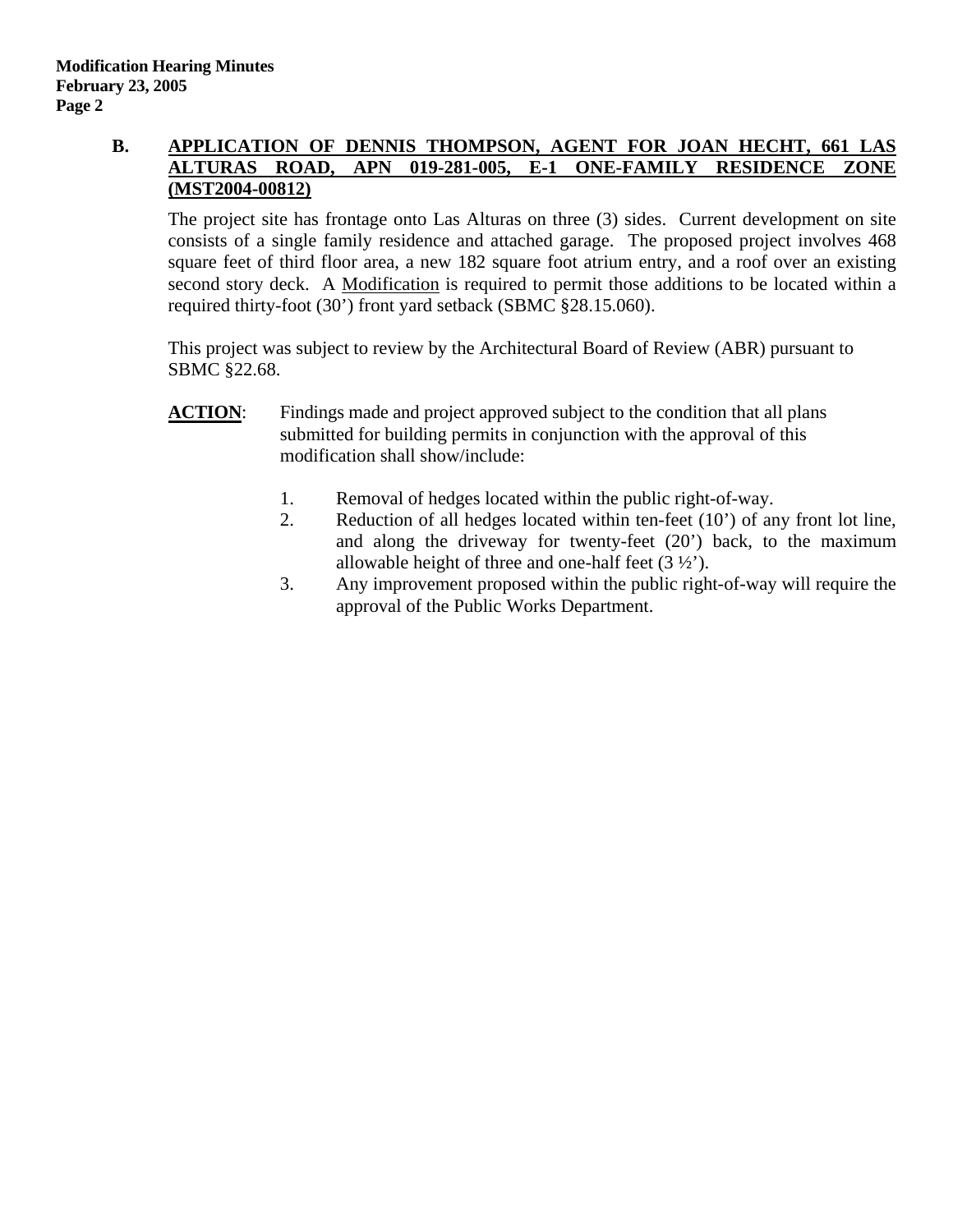**B. APPLICATION OF DENNIS THOMPSON, AGENT FOR JOAN HECHT, 661 LAS ALTURAS ROAD, APN 019-281-005, E-1 ONE-FAMILY RESIDENCE ZONE (MST2004-00812)**

The project site has frontage onto Las Alturas on three (3) sides. Current development on site consists of a single family residence and attached garage. The proposed project involves 468 square feet of third floor area, a new 182 square foot atrium entry, and a roof over an existing second story deck. A Modification is required to permit those additions to be located within a required thirty-foot (30') front yard setback (SBMC §28.15.060).

This project was subject to review by the Architectural Board of Review (ABR) pursuant to SBMC §22.68.

**ACTION**: Findings made and project approved subject to the condition that all plans submitted for building permits in conjunction with the approval of this modification shall show/include:

1. Removal of hedges located within the public right-of-way.
2. Reduction of all hedges located within ten-feet (10') of any front lot line, and along the driveway for twenty-feet (20') back, to the maximum allowable height of three and one-half feet (3 ½').
3. Any improvement proposed within the public right-of-way will require the approval of the Public Works Department.